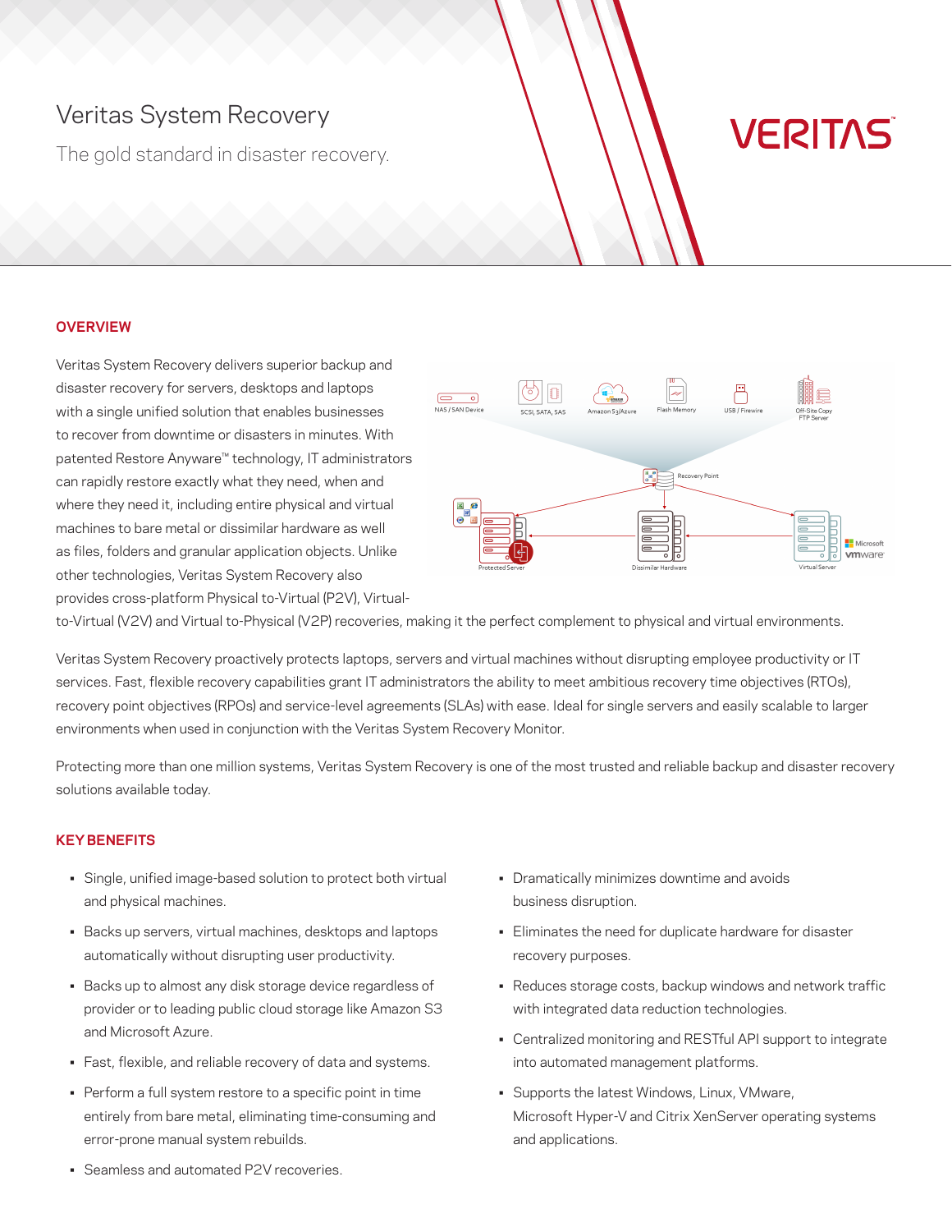# Veritas System Recovery

The gold standard in disaster recovery.

## OVERVIEW

Veritas System Recovery delivers superior backup and disaster recovery for servers, desktops and laptops with a single unified solution that enables businesses to recover from downtime or disasters in minutes. With patented Restore Anyware™ technology, IT administrators can rapidly restore exactly what they need, when and where they need it, including entire physical and virtual machines to bare metal or dissimilar hardware as well as files, folders and granular application objects. Unlike other technologies, Veritas System Recovery also provides cross-platform Physical to-Virtual (P2V), Virtual-to-Virtual (V2V) and Virtual to-Physical (V2P) recoveries, making it the perfect complement to physical and virtual environments.

Veritas System Recovery proactively protects laptops, servers and virtual machines without disrupting employee productivity or IT services. Fast, flexible recovery capabilities grant IT administrators the ability to meet ambitious recovery time objectives (RTOs), recovery point objectives (RPOs) and service-level agreements (SLAs) with ease. Ideal for single servers and easily scalable to larger environments when used in conjunction with the Veritas System Recovery Monitor.

Protecting more than one million systems, Veritas System Recovery is one of the most trusted and reliable backup and disaster recovery solutions available today.

## KEY BENEFITS

- Single, unified image-based solution to protect both virtual and physical machines.
- Backs up servers, virtual machines, desktops and laptops automatically without disrupting user productivity.
- Backs up to almost any disk storage device regardless of provider or to leading public cloud storage like Amazon S3 and Microsoft Azure.
- Fast, flexible, and reliable recovery of data and systems.
- Perform a full system restore to a specific point in time entirely from bare metal, eliminating time-consuming and error-prone manual system rebuilds.
- Seamless and automated P2V recoveries.
- Dramatically minimizes downtime and avoids business disruption.
- Eliminates the need for duplicate hardware for disaster recovery purposes.
- Reduces storage costs, backup windows and network traffic with integrated data reduction technologies.
- Centralized monitoring and RESTful API support to integrate into automated management platforms.
- Supports the latest Windows, Linux, VMware, Microsoft Hyper-V and Citrix XenServer operating systems and applications.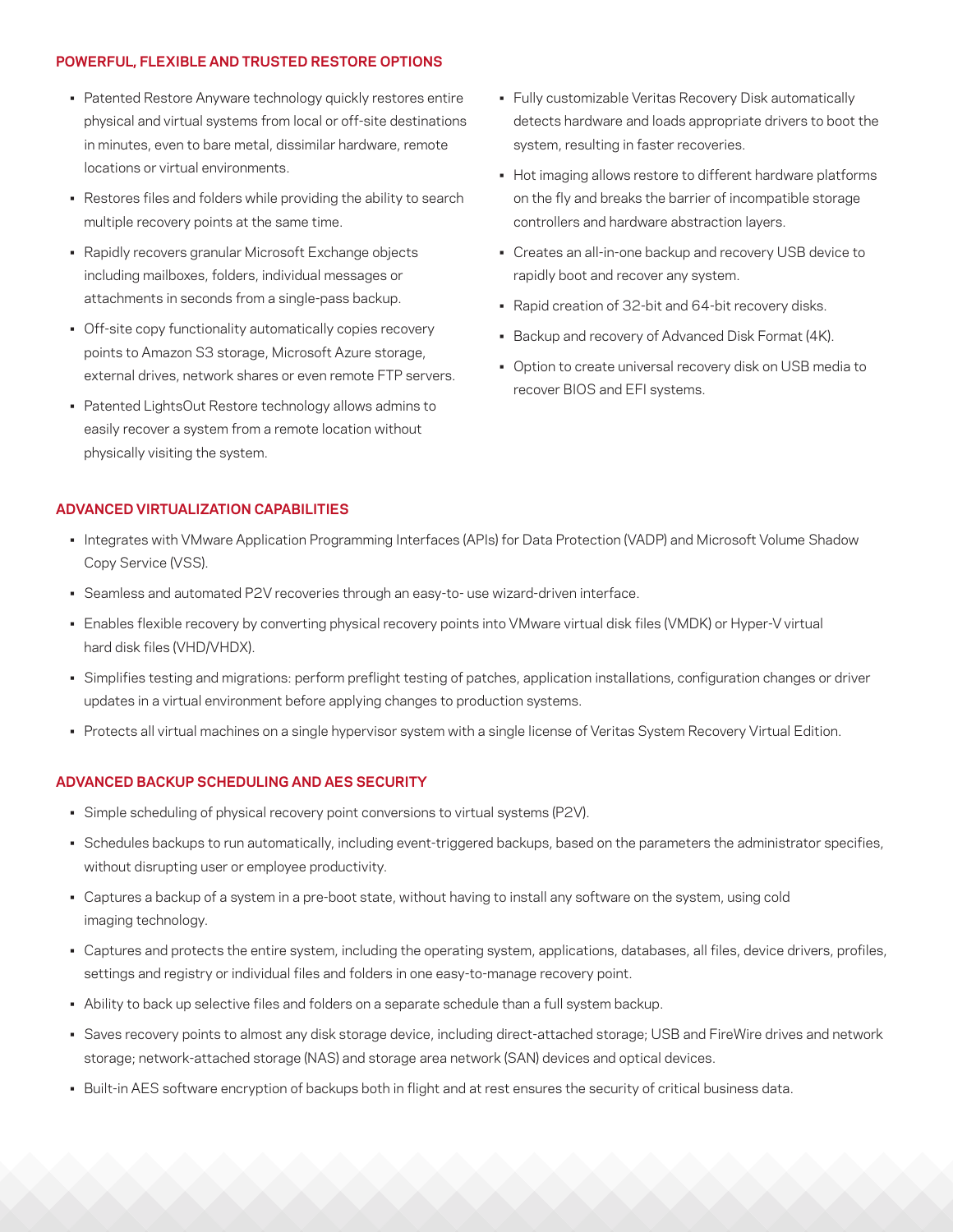## POWERFUL, FLEXIBLE AND TRUSTED RESTORE OPTIONS

- Patented Restore Anyware technology quickly restores entire physical and virtual systems from local or off-site destinations in minutes, even to bare metal, dissimilar hardware, remote locations or virtual environments.
- Restores files and folders while providing the ability to search multiple recovery points at the same time.
- Rapidly recovers granular Microsoft Exchange objects including mailboxes, folders, individual messages or attachments in seconds from a single-pass backup.
- Off-site copy functionality automatically copies recovery points to Amazon S3 storage, Microsoft Azure storage, external drives, network shares or even remote FTP servers.
- Patented LightsOut Restore technology allows admins to easily recover a system from a remote location without physically visiting the system.
- Fully customizable Veritas Recovery Disk automatically detects hardware and loads appropriate drivers to boot the system, resulting in faster recoveries.
- Hot imaging allows restore to different hardware platforms on the fly and breaks the barrier of incompatible storage controllers and hardware abstraction layers.
- Creates an all-in-one backup and recovery USB device to rapidly boot and recover any system.
- Rapid creation of 32-bit and 64-bit recovery disks.
- Backup and recovery of Advanced Disk Format (4K).
- Option to create universal recovery disk on USB media to recover BIOS and EFI systems.

## ADVANCED VIRTUALIZATION CAPABILITIES

- Integrates with VMware Application Programming Interfaces (APIs) for Data Protection (VADP) and Microsoft Volume Shadow Copy Service (VSS).
- Seamless and automated P2V recoveries through an easy-to- use wizard-driven interface.
- Enables flexible recovery by converting physical recovery points into VMware virtual disk files (VMDK) or Hyper-V virtual hard disk files (VHD/VHDX).
- Simplifies testing and migrations: perform preflight testing of patches, application installations, configuration changes or driver updates in a virtual environment before applying changes to production systems.
- Protects all virtual machines on a single hypervisor system with a single license of Veritas System Recovery Virtual Edition.

## ADVANCED BACKUP SCHEDULING AND AES SECURITY

- Simple scheduling of physical recovery point conversions to virtual systems (P2V).
- Schedules backups to run automatically, including event-triggered backups, based on the parameters the administrator specifies, without disrupting user or employee productivity.
- Captures a backup of a system in a pre-boot state, without having to install any software on the system, using cold imaging technology.
- Captures and protects the entire system, including the operating system, applications, databases, all files, device drivers, profiles, settings and registry or individual files and folders in one easy-to-manage recovery point.
- Ability to back up selective files and folders on a separate schedule than a full system backup.
- Saves recovery points to almost any disk storage device, including direct-attached storage; USB and FireWire drives and network storage; network-attached storage (NAS) and storage area network (SAN) devices and optical devices.
- Built-in AES software encryption of backups both in flight and at rest ensures the security of critical business data.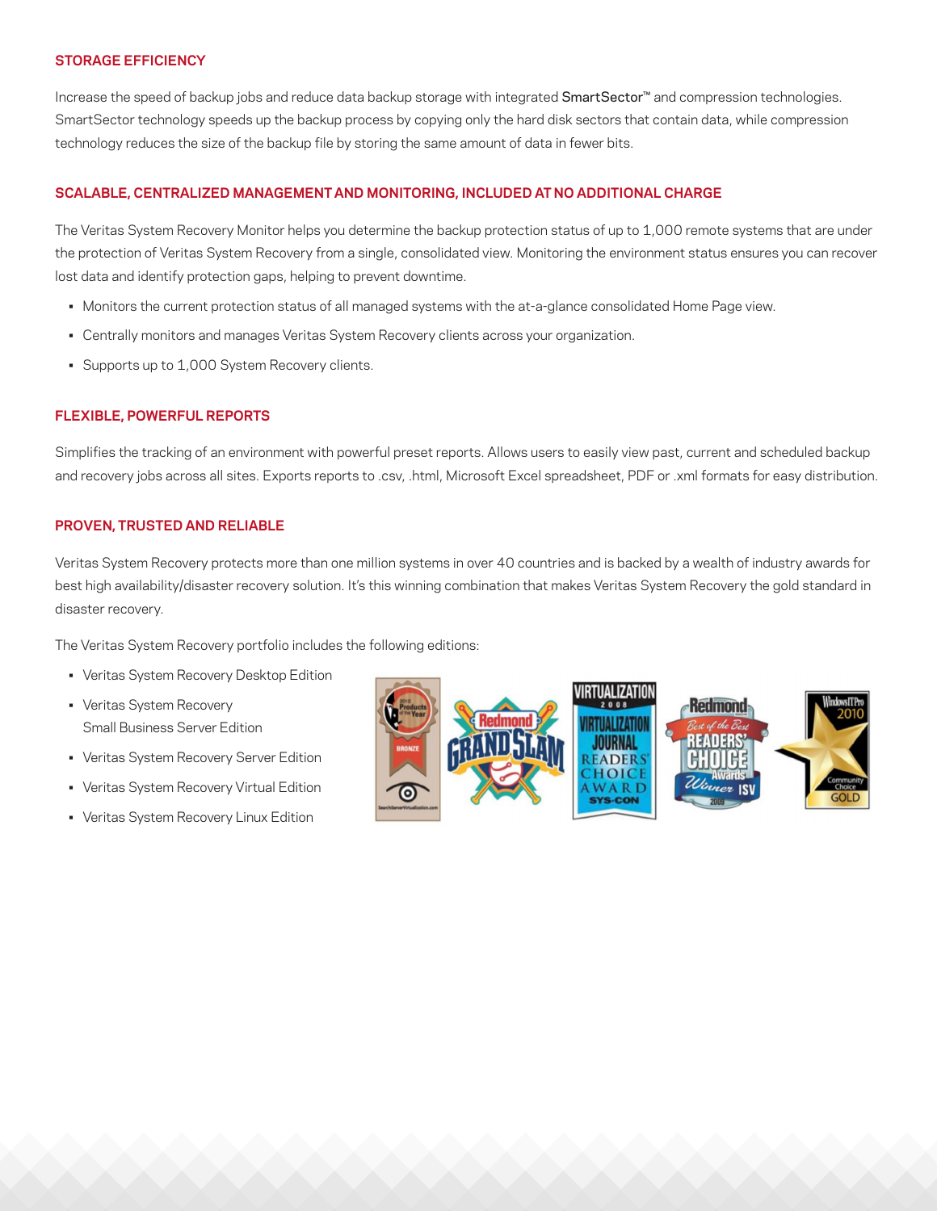### STORAGE EFFICIENCY

Increase the speed of backup jobs and reduce data backup storage with integrated SmartSector™ and compression technologies. SmartSector technology speeds up the backup process by copying only the hard disk sectors that contain data, while compression technology reduces the size of the backup file by storing the same amount of data in fewer bits.

### SCALABLE, CENTRALIZED MANAGEMENT AND MONITORING, INCLUDED AT NO ADDITIONAL CHARGE

The Veritas System Recovery Monitor helps you determine the backup protection status of up to 1,000 remote systems that are under the protection of Veritas System Recovery from a single, consolidated view. Monitoring the environment status ensures you can recover lost data and identify protection gaps, helping to prevent downtime.

- Monitors the current protection status of all managed systems with the at-a-glance consolidated Home Page view.
- Centrally monitors and manages Veritas System Recovery clients across your organization.
- Supports up to 1,000 System Recovery clients.

### FLEXIBLE, POWERFUL REPORTS

Simplifies the tracking of an environment with powerful preset reports. Allows users to easily view past, current and scheduled backup and recovery jobs across all sites. Exports reports to .csv, .html, Microsoft Excel spreadsheet, PDF or .xml formats for easy distribution.

### PROVEN, TRUSTED AND RELIABLE

Veritas System Recovery protects more than one million systems in over 40 countries and is backed by a wealth of industry awards for best high availability/disaster recovery solution. It's this winning combination that makes Veritas System Recovery the gold standard in disaster recovery.

The Veritas System Recovery portfolio includes the following editions:

- Veritas System Recovery Desktop Edition
- Veritas System Recovery Small Business Server Edition
- Veritas System Recovery Server Edition
- Veritas System Recovery Virtual Edition
- Veritas System Recovery Linux Edition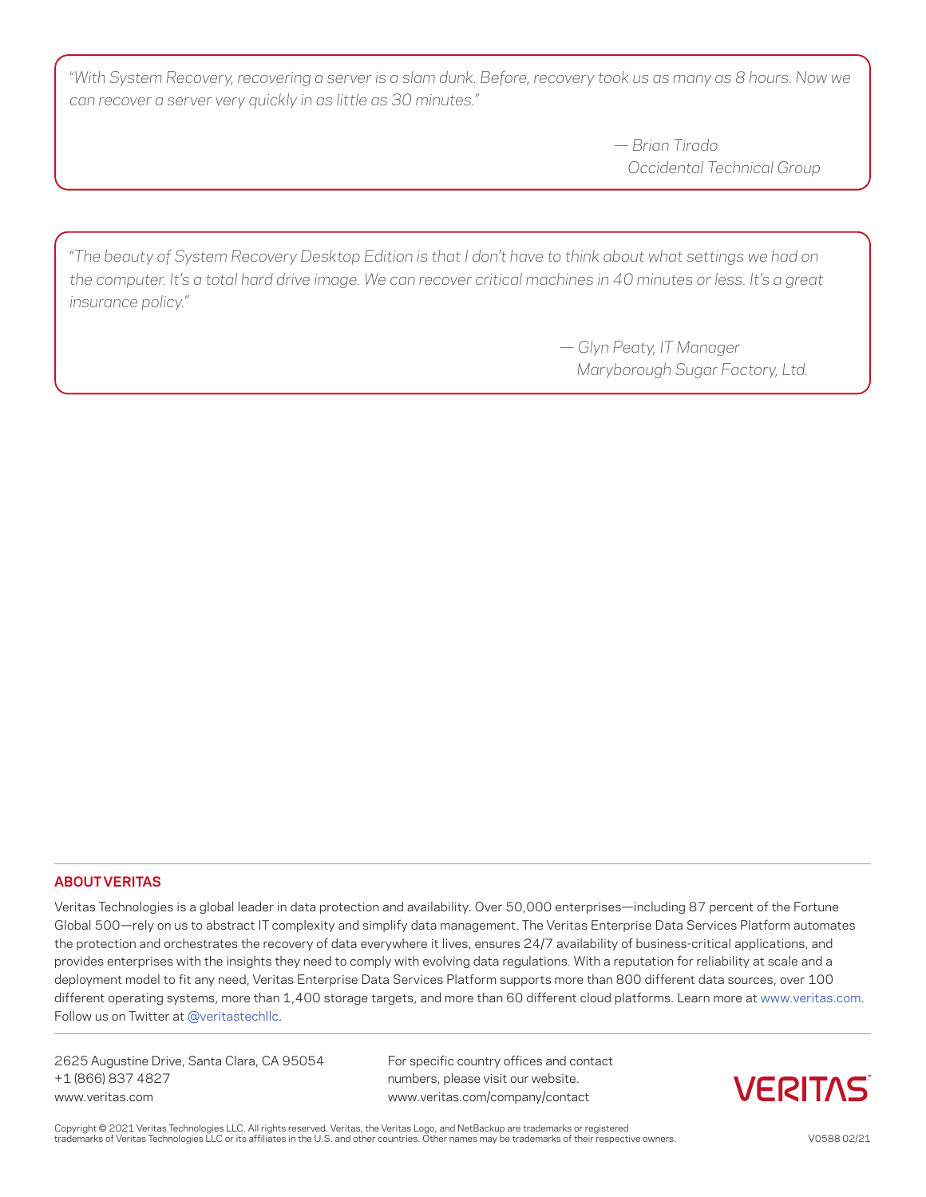*"With System Recovery, recovering a server is a slam dunk. Before, recovery took us as many as 8 hours. Now we can recover a server very quickly in as little as 30 minutes."*

*— Brian Tirado*
*Occidental Technical Group*

*"The beauty of System Recovery Desktop Edition is that I don't have to think about what settings we had on the computer. It's a total hard drive image. We can recover critical machines in 40 minutes or less. It's a great insurance policy."*

*— Glyn Peaty, IT Manager*
*Maryborough Sugar Factory, Ltd.*

## ABOUT VERITAS

Veritas Technologies is a global leader in data protection and availability. Over 50,000 enterprises—including 87 percent of the Fortune Global 500—rely on us to abstract IT complexity and simplify data management. The Veritas Enterprise Data Services Platform automates the protection and orchestrates the recovery of data everywhere it lives, ensures 24/7 availability of business-critical applications, and provides enterprises with the insights they need to comply with evolving data regulations. With a reputation for reliability at scale and a deployment model to fit any need, Veritas Enterprise Data Services Platform supports more than 800 different data sources, over 100 different operating systems, more than 1,400 storage targets, and more than 60 different cloud platforms. Learn more at www.veritas.com. Follow us on Twitter at @veritastechllc.

2625 Augustine Drive, Santa Clara, CA 95054
+1 (866) 837 4827
www.veritas.com

For specific country offices and contact numbers, please visit our website.
www.veritas.com/company/contact

VERITAS™

Copyright © 2021 Veritas Technologies LLC. All rights reserved. Veritas, the Veritas Logo, and NetBackup are trademarks or registered trademarks of Veritas Technologies LLC or its affiliates in the U.S. and other countries. Other names may be trademarks of their respective owners.

V0588 02/21